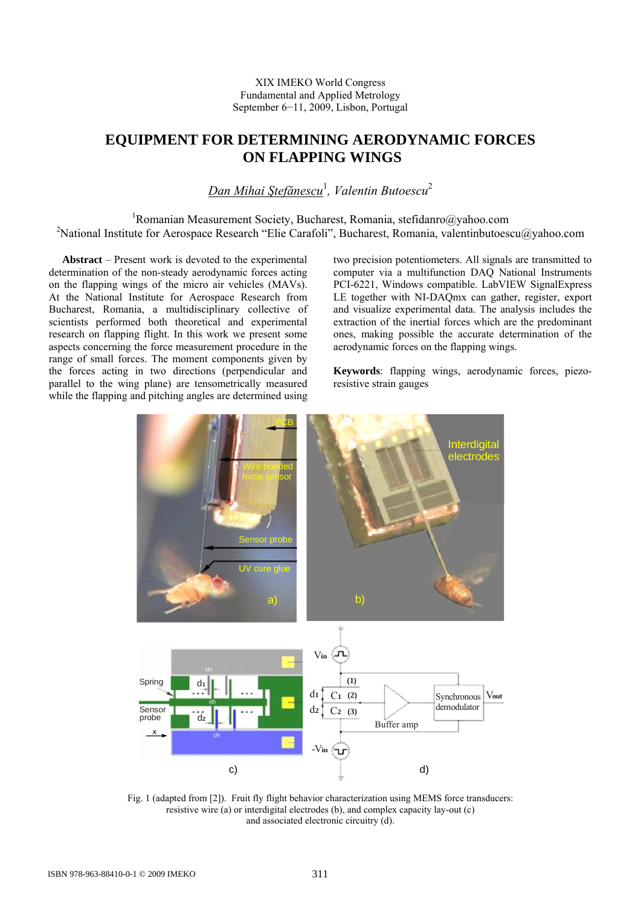XIX IMEKO World Congress
Fundamental and Applied Metrology
September 6−11, 2009, Lisbon, Portugal

# EQUIPMENT FOR DETERMINING AERODYNAMIC FORCES ON FLAPPING WINGS

*Dan Mihai Ştefănescu*[1], *Valentin Butoescu*[2]

[1]Romanian Measurement Society, Bucharest, Romania, stefidanro@yahoo.com
[2]National Institute for Aerospace Research "Elie Carafoli", Bucharest, Romania, valentinbutoescu@yahoo.com

**Abstract** – Present work is devoted to the experimental determination of the non-steady aerodynamic forces acting on the flapping wings of the micro air vehicles (MAVs). At the National Institute for Aerospace Research from Bucharest, Romania, a multidisciplinary collective of scientists performed both theoretical and experimental research on flapping flight. In this work we present some aspects concerning the force measurement procedure in the range of small forces. The moment components given by the forces acting in two directions (perpendicular and parallel to the wing plane) are tensometrically measured while the flapping and pitching angles are determined using two precision potentiometers. All signals are transmitted to computer via a multifunction DAQ National Instruments PCI-6221, Windows compatible. LabVIEW SignalExpress LE together with NI-DAQmx can gather, register, export and visualize experimental data. The analysis includes the extraction of the inertial forces which are the predominant ones, making possible the accurate determination of the aerodynamic forces on the flapping wings.

**Keywords**: flapping wings, aerodynamic forces, piezo-resistive strain gauges

Fig. 1 (adapted from [2]). Fruit fly flight behavior characterization using MEMS force transducers: resistive wire (a) or interdigital electrodes (b), and complex capacity lay-out (c) and associated electronic circuitry (d).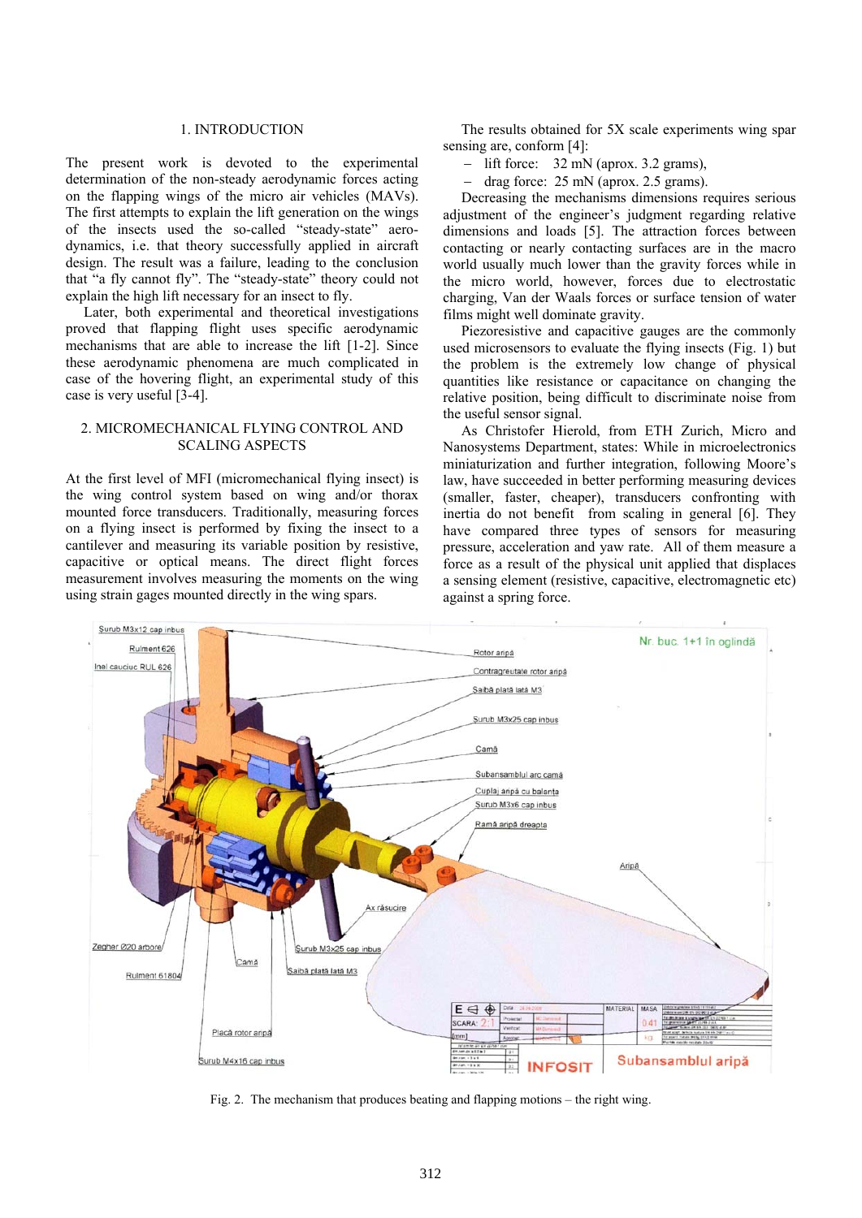## 1. INTRODUCTION

The present work is devoted to the experimental determination of the non-steady aerodynamic forces acting on the flapping wings of the micro air vehicles (MAVs). The first attempts to explain the lift generation on the wings of the insects used the so-called "steady-state" aerodynamics, i.e. that theory successfully applied in aircraft design. The result was a failure, leading to the conclusion that "a fly cannot fly". The "steady-state" theory could not explain the high lift necessary for an insect to fly.

Later, both experimental and theoretical investigations proved that flapping flight uses specific aerodynamic mechanisms that are able to increase the lift [1-2]. Since these aerodynamic phenomena are much complicated in case of the hovering flight, an experimental study of this case is very useful [3-4].

## 2. MICROMECHANICAL FLYING CONTROL AND SCALING ASPECTS

At the first level of MFI (micromechanical flying insect) is the wing control system based on wing and/or thorax mounted force transducers. Traditionally, measuring forces on a flying insect is performed by fixing the insect to a cantilever and measuring its variable position by resistive, capacitive or optical means. The direct flight forces measurement involves measuring the moments on the wing using strain gages mounted directly in the wing spars.

The results obtained for 5X scale experiments wing spar sensing are, conform [4]:

- lift force: 32 mN (aprox. 3.2 grams),
- drag force: 25 mN (aprox. 2.5 grams).

Decreasing the mechanisms dimensions requires serious adjustment of the engineer's judgment regarding relative dimensions and loads [5]. The attraction forces between contacting or nearly contacting surfaces are in the macro world usually much lower than the gravity forces while in the micro world, however, forces due to electrostatic charging, Van der Waals forces or surface tension of water films might well dominate gravity.

Piezoresistive and capacitive gauges are the commonly used microsensors to evaluate the flying insects (Fig. 1) but the problem is the extremely low change of physical quantities like resistance or capacitance on changing the relative position, being difficult to discriminate noise from the useful sensor signal.

As Christofer Hierold, from ETH Zurich, Micro and Nanosystems Department, states: While in microelectronics miniaturization and further integration, following Moore's law, have succeeded in better performing measuring devices (smaller, faster, cheaper), transducers confronting with inertia do not benefit from scaling in general [6]. They have compared three types of sensors for measuring pressure, acceleration and yaw rate. All of them measure a force as a result of the physical unit applied that displaces a sensing element (resistive, capacitive, electromagnetic etc) against a spring force.

Fig. 2. The mechanism that produces beating and flapping motions – the right wing.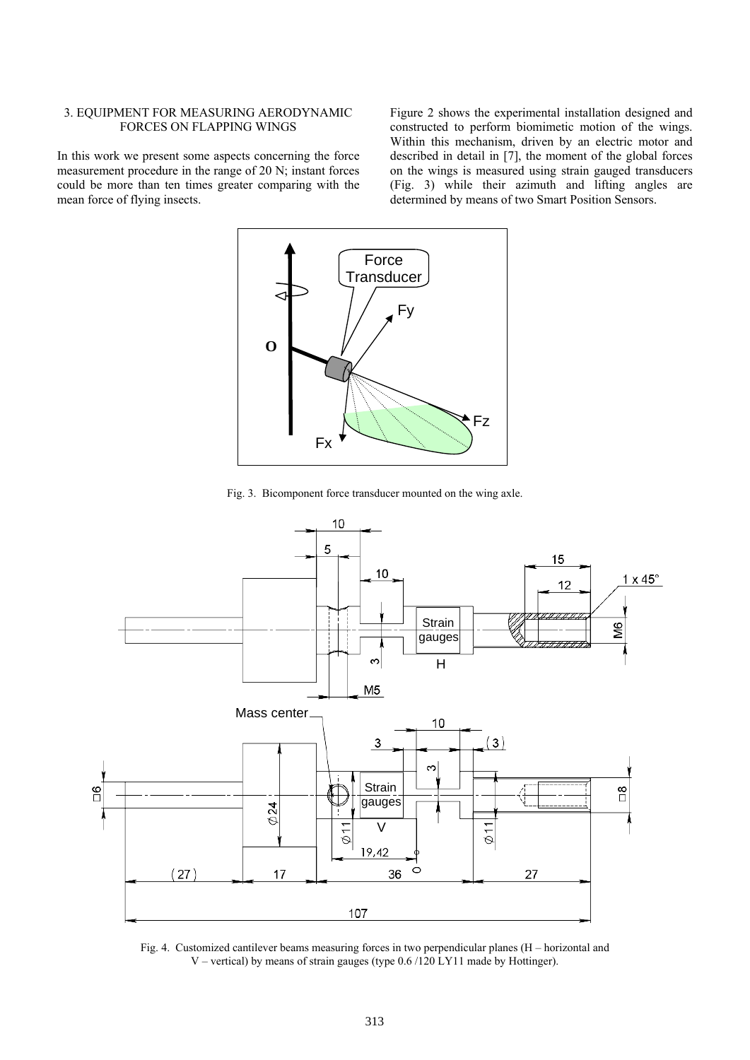## 3. EQUIPMENT FOR MEASURING AERODYNAMIC FORCES ON FLAPPING WINGS

In this work we present some aspects concerning the force measurement procedure in the range of 20 N; instant forces could be more than ten times greater comparing with the mean force of flying insects.

Figure 2 shows the experimental installation designed and constructed to perform biomimetic motion of the wings. Within this mechanism, driven by an electric motor and described in detail in [7], the moment of the global forces on the wings is measured using strain gauged transducers (Fig. 3) while their azimuth and lifting angles are determined by means of two Smart Position Sensors.

Fig. 3. Bicomponent force transducer mounted on the wing axle.

Fig. 4. Customized cantilever beams measuring forces in two perpendicular planes (H – horizontal and V – vertical) by means of strain gauges (type 0.6 /120 LY11 made by Hottinger).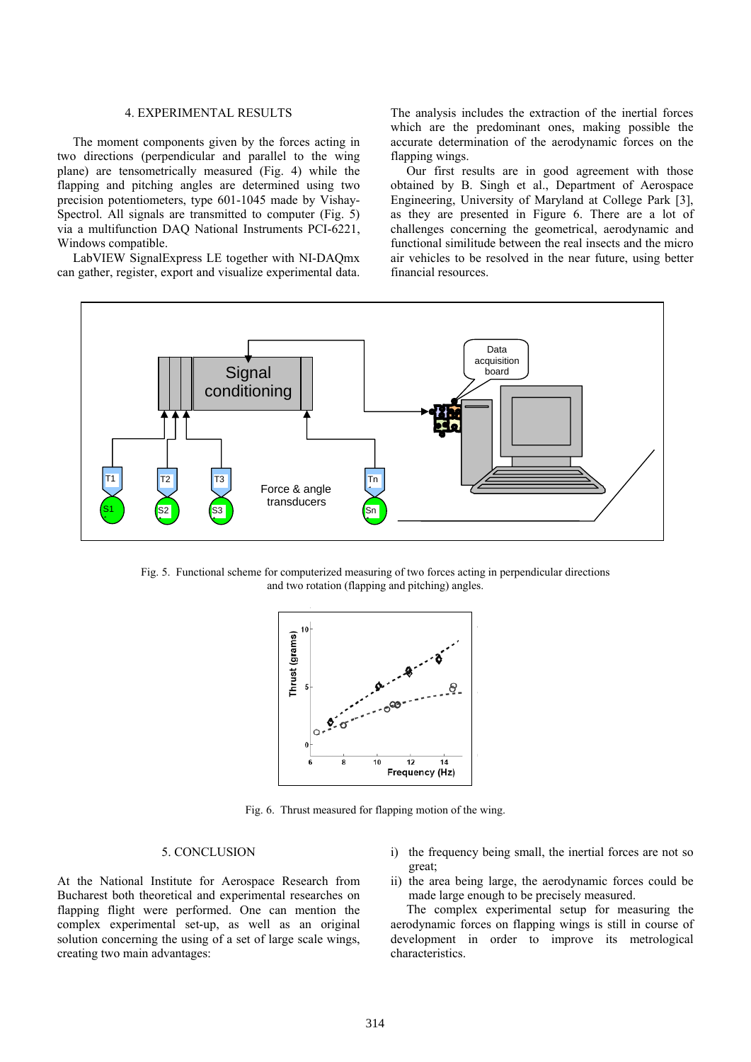## 4. EXPERIMENTAL RESULTS

The moment components given by the forces acting in two directions (perpendicular and parallel to the wing plane) are tensometrically measured (Fig. 4) while the flapping and pitching angles are determined using two precision potentiometers, type 601-1045 made by Vishay-Spectrol. All signals are transmitted to computer (Fig. 5) via a multifunction DAQ National Instruments PCI-6221, Windows compatible.

LabVIEW SignalExpress LE together with NI-DAQmx can gather, register, export and visualize experimental data. The analysis includes the extraction of the inertial forces which are the predominant ones, making possible the accurate determination of the aerodynamic forces on the flapping wings.

Our first results are in good agreement with those obtained by B. Singh et al., Department of Aerospace Engineering, University of Maryland at College Park [3], as they are presented in Figure 6. There are a lot of challenges concerning the geometrical, aerodynamic and functional similitude between the real insects and the micro air vehicles to be resolved in the near future, using better financial resources.

Fig. 5. Functional scheme for computerized measuring of two forces acting in perpendicular directions and two rotation (flapping and pitching) angles.

Fig. 6. Thrust measured for flapping motion of the wing.

## 5. CONCLUSION

At the National Institute for Aerospace Research from Bucharest both theoretical and experimental researches on flapping flight were performed. One can mention the complex experimental set-up, as well as an original solution concerning the using of a set of large scale wings, creating two main advantages:

i) the frequency being small, the inertial forces are not so great;
ii) the area being large, the aerodynamic forces could be made large enough to be precisely measured.

The complex experimental setup for measuring the aerodynamic forces on flapping wings is still in course of development in order to improve its metrological characteristics.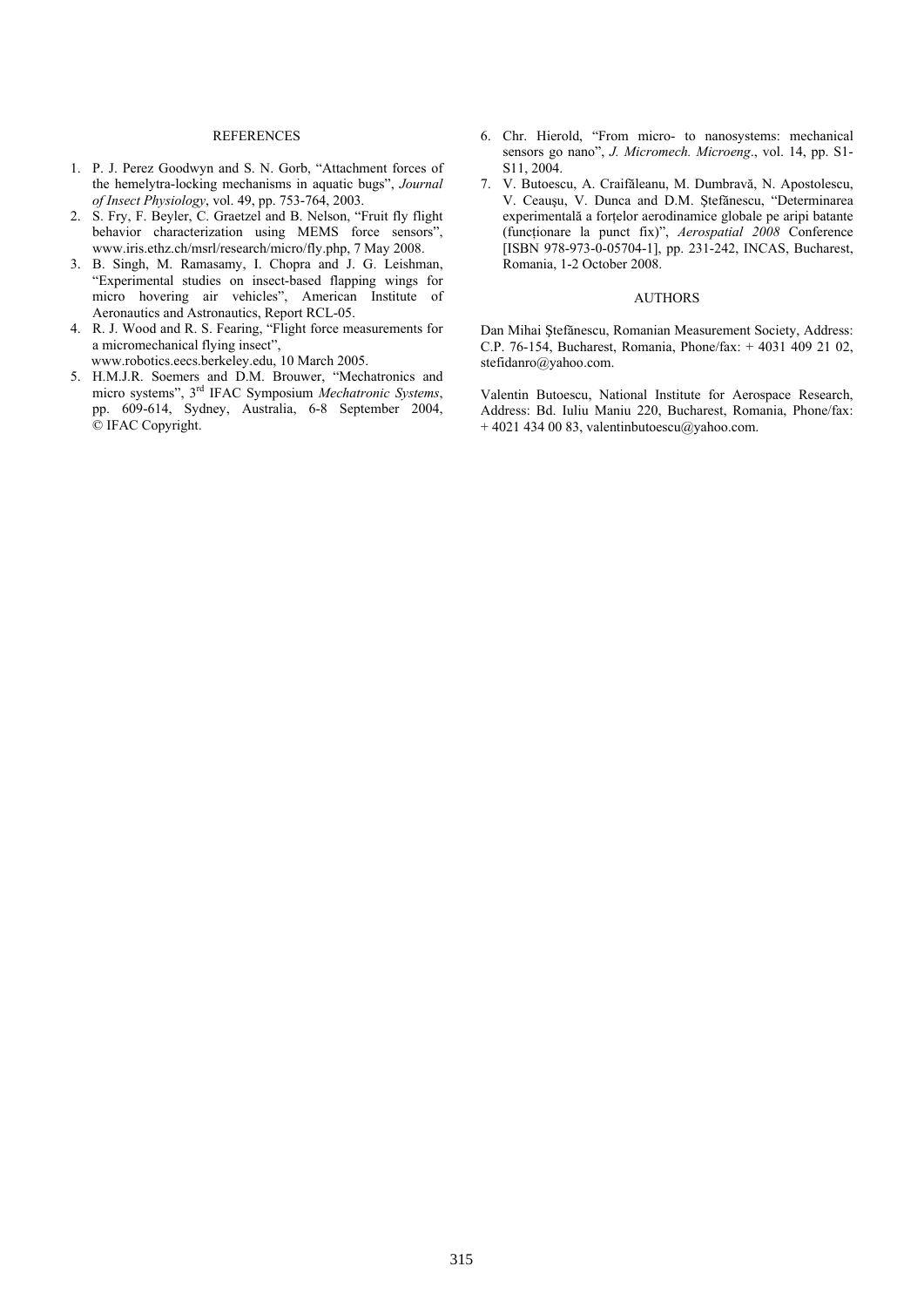## REFERENCES

1. P. J. Perez Goodwyn and S. N. Gorb, "Attachment forces of the hemelytra-locking mechanisms in aquatic bugs", *Journal of Insect Physiology*, vol. 49, pp. 753-764, 2003.
2. S. Fry, F. Beyler, C. Graetzel and B. Nelson, "Fruit fly flight behavior characterization using MEMS force sensors", www.iris.ethz.ch/msrl/research/micro/fly.php, 7 May 2008.
3. B. Singh, M. Ramasamy, I. Chopra and J. G. Leishman, "Experimental studies on insect-based flapping wings for micro hovering air vehicles", American Institute of Aeronautics and Astronautics, Report RCL-05.
4. R. J. Wood and R. S. Fearing, "Flight force measurements for a micromechanical flying insect", www.robotics.eecs.berkeley.edu, 10 March 2005.
5. H.M.J.R. Soemers and D.M. Brouwer, "Mechatronics and micro systems", 3rd IFAC Symposium *Mechatronic Systems*, pp. 609-614, Sydney, Australia, 6-8 September 2004, © IFAC Copyright.
6. Chr. Hierold, "From micro- to nanosystems: mechanical sensors go nano", *J. Micromech. Microeng*., vol. 14, pp. S1-S11, 2004.
7. V. Butoescu, A. Craifăleanu, M. Dumbravă, N. Apostolescu, V. Ceaușu, V. Dunca and D.M. Ștefănescu, "Determinarea experimentală a forțelor aerodinamice globale pe aripi batante (funcționare la punct fix)", *Aerospatial 2008* Conference [ISBN 978-973-0-05704-1], pp. 231-242, INCAS, Bucharest, Romania, 1-2 October 2008.

## AUTHORS

Dan Mihai Ștefănescu, Romanian Measurement Society, Address: C.P. 76-154, Bucharest, Romania, Phone/fax: + 4031 409 21 02, stefidanro@yahoo.com.

Valentin Butoescu, National Institute for Aerospace Research, Address: Bd. Iuliu Maniu 220, Bucharest, Romania, Phone/fax: + 4021 434 00 83, valentinbutoescu@yahoo.com.